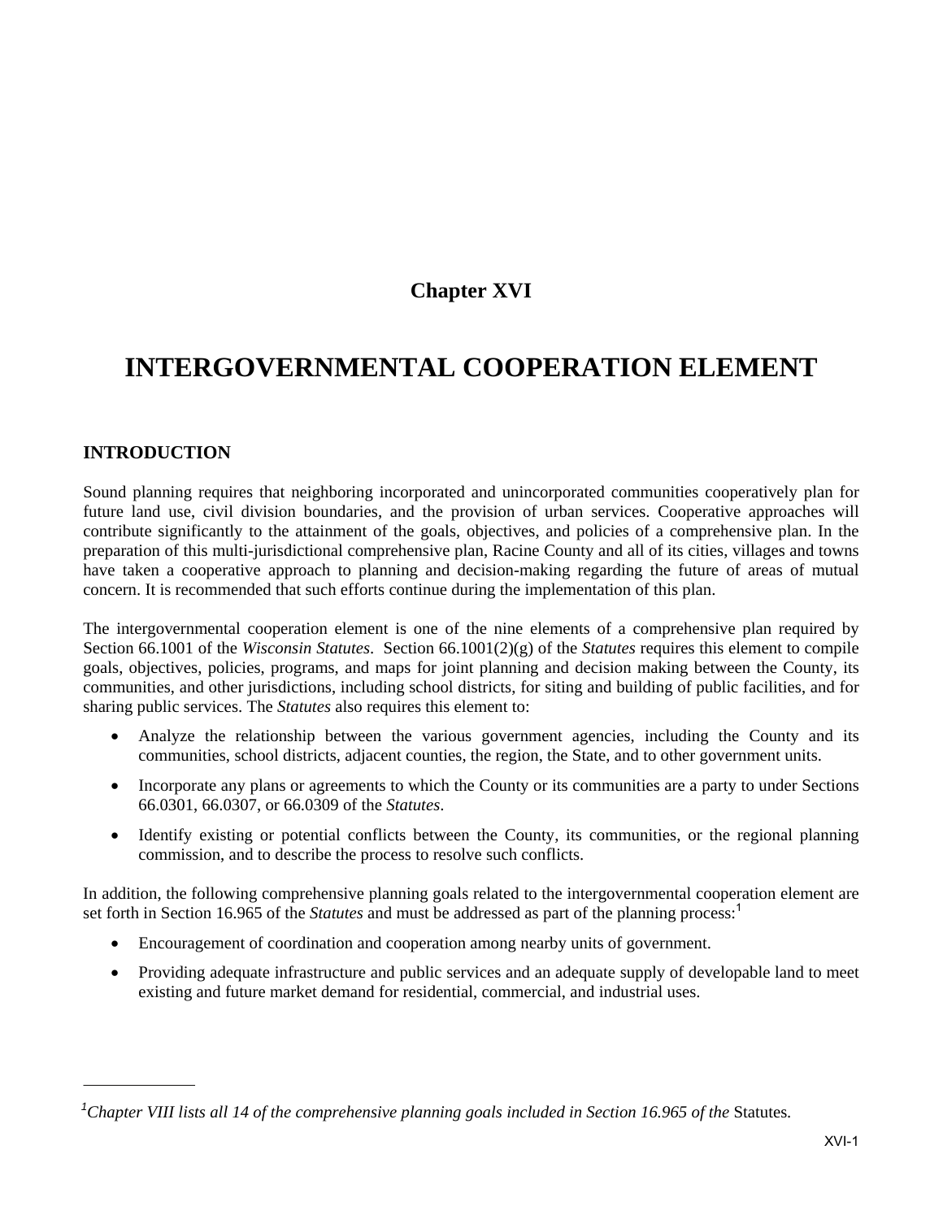## Chapter XVI

# INTERGOVERNMENTAL COOPERATION ELEMENT

### INTRODUCTION

Sound planning requires that neighboring incorporated and unincorporated communities cooperatively plan for future land use, civil division boundaries, and the provision of urban services. Cooperative approaches will contribute significantly to the attainment of the goals, objectives, and policies of a comprehensive plan. In the preparation of this multi-jurisdictional comprehensive plan, Racine County and all of its cities, villages and towns have taken a cooperative approach to planning and decision-making regarding the future of areas of mutual concern. It is recommended that such efforts continue during the implementation of this plan.

The intergovernmental cooperation element is one of the nine elements of a comprehensive plan required by Section 66.1001 of the *Wisconsin Statutes*. Section 66.1001(2)(g) of the *Statutes* requires this element to compile goals, objectives, policies, programs, and maps for joint planning and decision making between the County, its communities, and other jurisdictions, including school districts, for siting and building of public facilities, and for sharing public services. The *Statutes* also requires this element to:

- Analyze the relationship between the various government agencies, including the County and its communities, school districts, adjacent counties, the region, the State, and to other government units.
- Incorporate any plans or agreements to which the County or its communities are a party to under Sections 66.0301, 66.0307, or 66.0309 of the *Statutes*.
- Identify existing or potential conflicts between the County, its communities, or the regional planning commission, and to describe the process to resolve such conflicts.

In addition, the following comprehensive planning goals related to the intergovernmental cooperation element are set forth in Section 16.965 of the *Statutes* and must be addressed as part of the planning process:[1]

- Encouragement of coordination and cooperation among nearby units of government.
- Providing adequate infrastructure and public services and an adequate supply of developable land to meet existing and future market demand for residential, commercial, and industrial uses.

---

[1] *Chapter VIII lists all 14 of the comprehensive planning goals included in Section 16.965 of the* Statutes.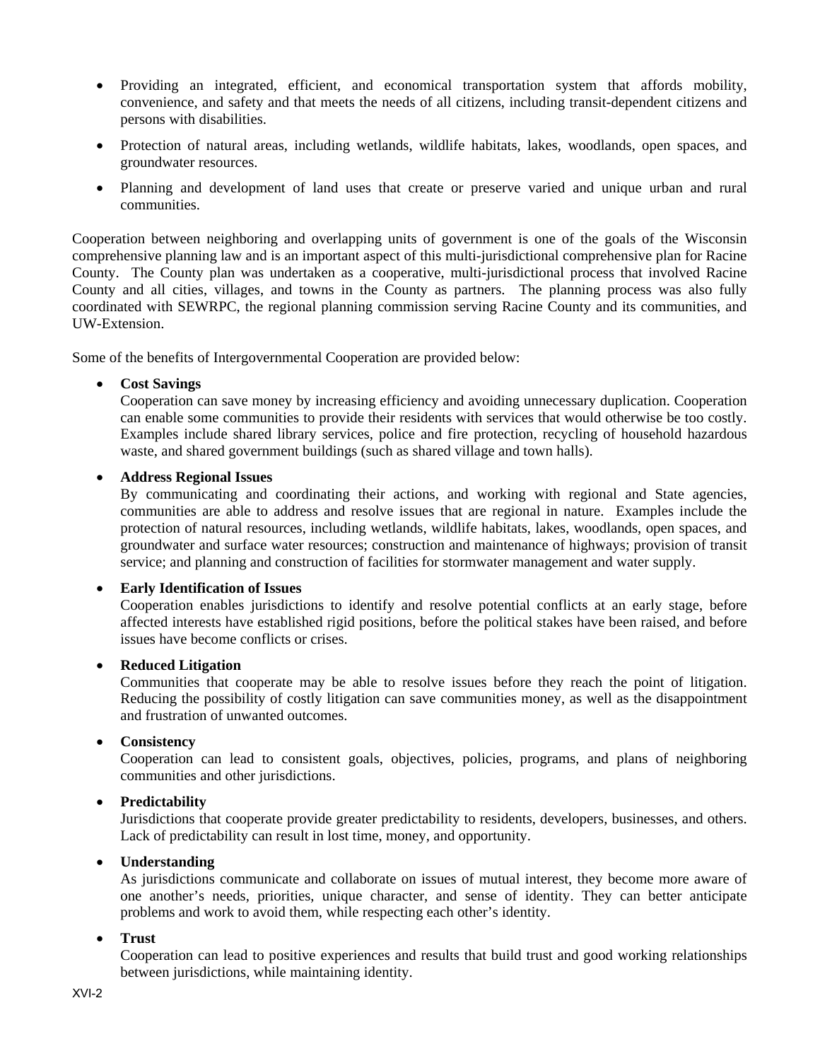- Providing an integrated, efficient, and economical transportation system that affords mobility, convenience, and safety and that meets the needs of all citizens, including transit-dependent citizens and persons with disabilities.
- Protection of natural areas, including wetlands, wildlife habitats, lakes, woodlands, open spaces, and groundwater resources.
- Planning and development of land uses that create or preserve varied and unique urban and rural communities.

Cooperation between neighboring and overlapping units of government is one of the goals of the Wisconsin comprehensive planning law and is an important aspect of this multi-jurisdictional comprehensive plan for Racine County. The County plan was undertaken as a cooperative, multi-jurisdictional process that involved Racine County and all cities, villages, and towns in the County as partners. The planning process was also fully coordinated with SEWRPC, the regional planning commission serving Racine County and its communities, and UW-Extension.

Some of the benefits of Intergovernmental Cooperation are provided below:

- **Cost Savings**
  Cooperation can save money by increasing efficiency and avoiding unnecessary duplication. Cooperation can enable some communities to provide their residents with services that would otherwise be too costly. Examples include shared library services, police and fire protection, recycling of household hazardous waste, and shared government buildings (such as shared village and town halls).
- **Address Regional Issues**
  By communicating and coordinating their actions, and working with regional and State agencies, communities are able to address and resolve issues that are regional in nature. Examples include the protection of natural resources, including wetlands, wildlife habitats, lakes, woodlands, open spaces, and groundwater and surface water resources; construction and maintenance of highways; provision of transit service; and planning and construction of facilities for stormwater management and water supply.
- **Early Identification of Issues**
  Cooperation enables jurisdictions to identify and resolve potential conflicts at an early stage, before affected interests have established rigid positions, before the political stakes have been raised, and before issues have become conflicts or crises.
- **Reduced Litigation**
  Communities that cooperate may be able to resolve issues before they reach the point of litigation. Reducing the possibility of costly litigation can save communities money, as well as the disappointment and frustration of unwanted outcomes.
- **Consistency**
  Cooperation can lead to consistent goals, objectives, policies, programs, and plans of neighboring communities and other jurisdictions.
- **Predictability**
  Jurisdictions that cooperate provide greater predictability to residents, developers, businesses, and others. Lack of predictability can result in lost time, money, and opportunity.
- **Understanding**
  As jurisdictions communicate and collaborate on issues of mutual interest, they become more aware of one another's needs, priorities, unique character, and sense of identity. They can better anticipate problems and work to avoid them, while respecting each other's identity.
- **Trust**
  Cooperation can lead to positive experiences and results that build trust and good working relationships between jurisdictions, while maintaining identity.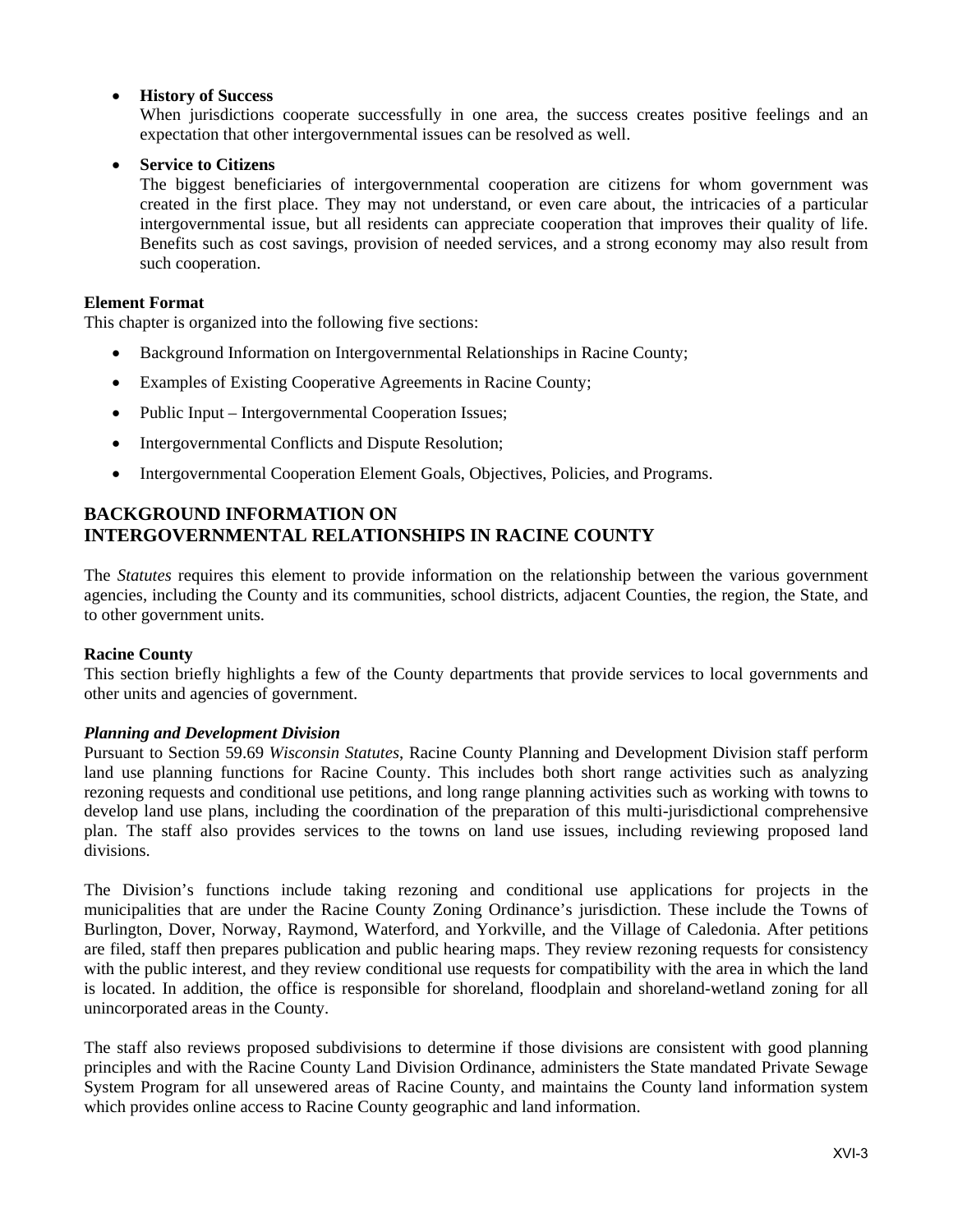- **History of Success**
  When jurisdictions cooperate successfully in one area, the success creates positive feelings and an expectation that other intergovernmental issues can be resolved as well.

- **Service to Citizens**
  The biggest beneficiaries of intergovernmental cooperation are citizens for whom government was created in the first place. They may not understand, or even care about, the intricacies of a particular intergovernmental issue, but all residents can appreciate cooperation that improves their quality of life. Benefits such as cost savings, provision of needed services, and a strong economy may also result from such cooperation.

**Element Format**
This chapter is organized into the following five sections:

- Background Information on Intergovernmental Relationships in Racine County;
- Examples of Existing Cooperative Agreements in Racine County;
- Public Input – Intergovernmental Cooperation Issues;
- Intergovernmental Conflicts and Dispute Resolution;
- Intergovernmental Cooperation Element Goals, Objectives, Policies, and Programs.

## BACKGROUND INFORMATION ON INTERGOVERNMENTAL RELATIONSHIPS IN RACINE COUNTY

The *Statutes* requires this element to provide information on the relationship between the various government agencies, including the County and its communities, school districts, adjacent Counties, the region, the State, and to other government units.

**Racine County**
This section briefly highlights a few of the County departments that provide services to local governments and other units and agencies of government.

***Planning and Development Division***
Pursuant to Section 59.69 *Wisconsin Statutes*, Racine County Planning and Development Division staff perform land use planning functions for Racine County. This includes both short range activities such as analyzing rezoning requests and conditional use petitions, and long range planning activities such as working with towns to develop land use plans, including the coordination of the preparation of this multi-jurisdictional comprehensive plan. The staff also provides services to the towns on land use issues, including reviewing proposed land divisions.

The Division's functions include taking rezoning and conditional use applications for projects in the municipalities that are under the Racine County Zoning Ordinance's jurisdiction. These include the Towns of Burlington, Dover, Norway, Raymond, Waterford, and Yorkville, and the Village of Caledonia. After petitions are filed, staff then prepares publication and public hearing maps. They review rezoning requests for consistency with the public interest, and they review conditional use requests for compatibility with the area in which the land is located. In addition, the office is responsible for shoreland, floodplain and shoreland-wetland zoning for all unincorporated areas in the County.

The staff also reviews proposed subdivisions to determine if those divisions are consistent with good planning principles and with the Racine County Land Division Ordinance, administers the State mandated Private Sewage System Program for all unsewered areas of Racine County, and maintains the County land information system which provides online access to Racine County geographic and land information.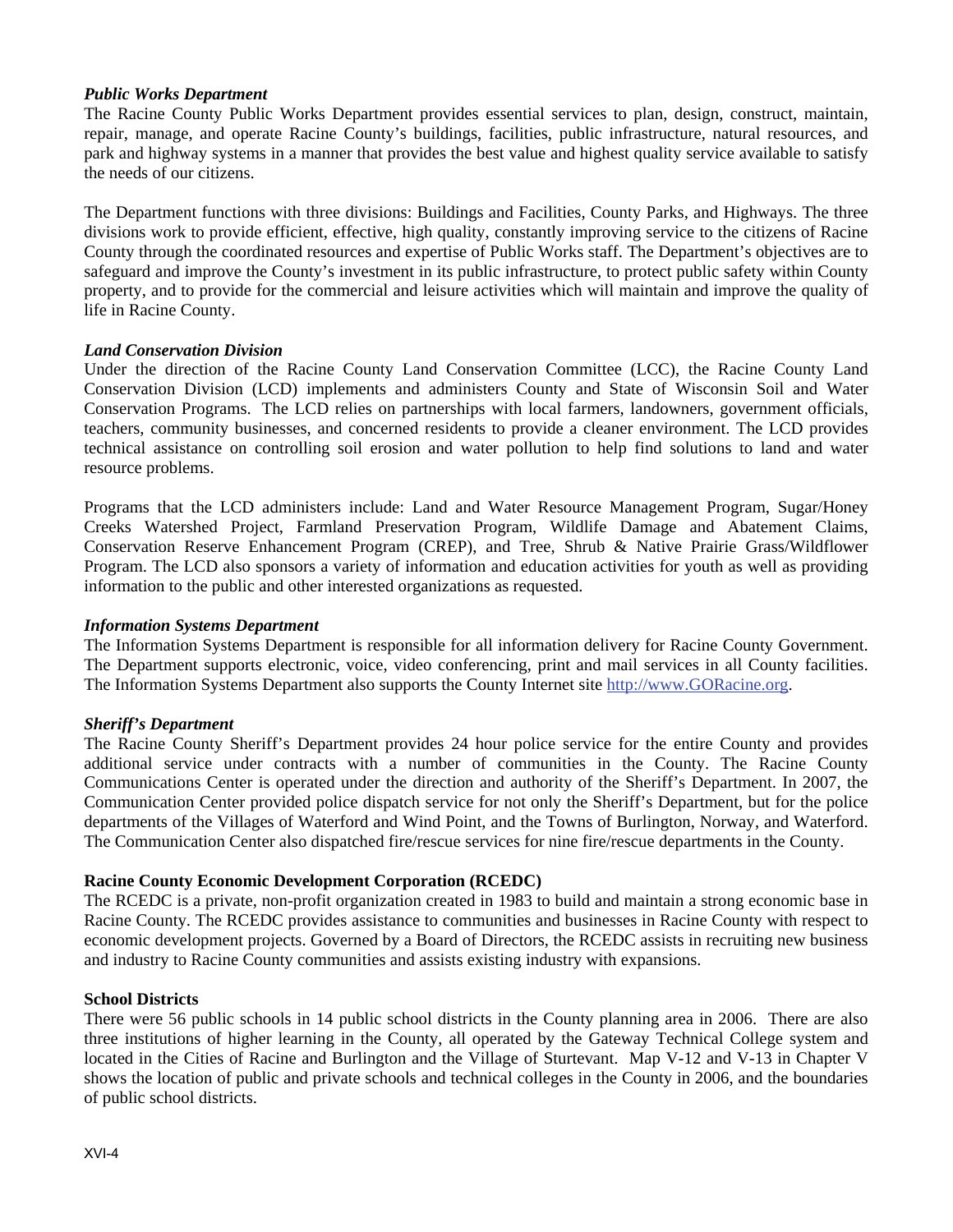***Public Works Department***

The Racine County Public Works Department provides essential services to plan, design, construct, maintain, repair, manage, and operate Racine County's buildings, facilities, public infrastructure, natural resources, and park and highway systems in a manner that provides the best value and highest quality service available to satisfy the needs of our citizens.

The Department functions with three divisions: Buildings and Facilities, County Parks, and Highways. The three divisions work to provide efficient, effective, high quality, constantly improving service to the citizens of Racine County through the coordinated resources and expertise of Public Works staff. The Department's objectives are to safeguard and improve the County's investment in its public infrastructure, to protect public safety within County property, and to provide for the commercial and leisure activities which will maintain and improve the quality of life in Racine County.

***Land Conservation Division***

Under the direction of the Racine County Land Conservation Committee (LCC), the Racine County Land Conservation Division (LCD) implements and administers County and State of Wisconsin Soil and Water Conservation Programs. The LCD relies on partnerships with local farmers, landowners, government officials, teachers, community businesses, and concerned residents to provide a cleaner environment. The LCD provides technical assistance on controlling soil erosion and water pollution to help find solutions to land and water resource problems.

Programs that the LCD administers include: Land and Water Resource Management Program, Sugar/Honey Creeks Watershed Project, Farmland Preservation Program, Wildlife Damage and Abatement Claims, Conservation Reserve Enhancement Program (CREP), and Tree, Shrub & Native Prairie Grass/Wildflower Program. The LCD also sponsors a variety of information and education activities for youth as well as providing information to the public and other interested organizations as requested.

***Information Systems Department***

The Information Systems Department is responsible for all information delivery for Racine County Government. The Department supports electronic, voice, video conferencing, print and mail services in all County facilities. The Information Systems Department also supports the County Internet site http://www.GORacine.org.

***Sheriff's Department***

The Racine County Sheriff's Department provides 24 hour police service for the entire County and provides additional service under contracts with a number of communities in the County. The Racine County Communications Center is operated under the direction and authority of the Sheriff's Department. In 2007, the Communication Center provided police dispatch service for not only the Sheriff's Department, but for the police departments of the Villages of Waterford and Wind Point, and the Towns of Burlington, Norway, and Waterford. The Communication Center also dispatched fire/rescue services for nine fire/rescue departments in the County.

**Racine County Economic Development Corporation (RCEDC)**

The RCEDC is a private, non-profit organization created in 1983 to build and maintain a strong economic base in Racine County. The RCEDC provides assistance to communities and businesses in Racine County with respect to economic development projects. Governed by a Board of Directors, the RCEDC assists in recruiting new business and industry to Racine County communities and assists existing industry with expansions.

**School Districts**

There were 56 public schools in 14 public school districts in the County planning area in 2006. There are also three institutions of higher learning in the County, all operated by the Gateway Technical College system and located in the Cities of Racine and Burlington and the Village of Sturtevant. Map V-12 and V-13 in Chapter V shows the location of public and private schools and technical colleges in the County in 2006, and the boundaries of public school districts.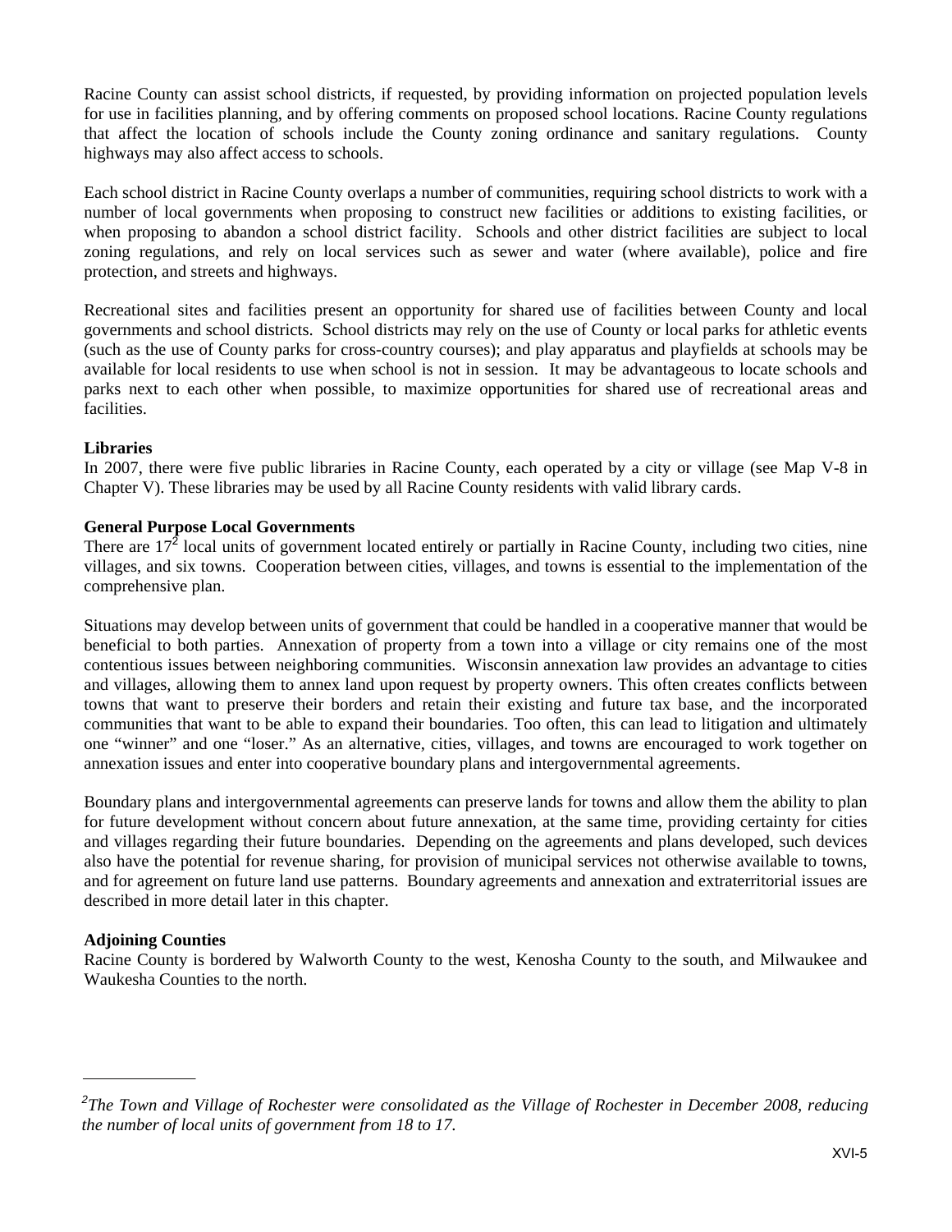Racine County can assist school districts, if requested, by providing information on projected population levels for use in facilities planning, and by offering comments on proposed school locations. Racine County regulations that affect the location of schools include the County zoning ordinance and sanitary regulations. County highways may also affect access to schools.

Each school district in Racine County overlaps a number of communities, requiring school districts to work with a number of local governments when proposing to construct new facilities or additions to existing facilities, or when proposing to abandon a school district facility. Schools and other district facilities are subject to local zoning regulations, and rely on local services such as sewer and water (where available), police and fire protection, and streets and highways.

Recreational sites and facilities present an opportunity for shared use of facilities between County and local governments and school districts. School districts may rely on the use of County or local parks for athletic events (such as the use of County parks for cross-country courses); and play apparatus and playfields at schools may be available for local residents to use when school is not in session. It may be advantageous to locate schools and parks next to each other when possible, to maximize opportunities for shared use of recreational areas and facilities.

**Libraries**

In 2007, there were five public libraries in Racine County, each operated by a city or village (see Map V-8 in Chapter V). These libraries may be used by all Racine County residents with valid library cards.

**General Purpose Local Governments**

There are 17[2] local units of government located entirely or partially in Racine County, including two cities, nine villages, and six towns. Cooperation between cities, villages, and towns is essential to the implementation of the comprehensive plan.

Situations may develop between units of government that could be handled in a cooperative manner that would be beneficial to both parties. Annexation of property from a town into a village or city remains one of the most contentious issues between neighboring communities. Wisconsin annexation law provides an advantage to cities and villages, allowing them to annex land upon request by property owners. This often creates conflicts between towns that want to preserve their borders and retain their existing and future tax base, and the incorporated communities that want to be able to expand their boundaries. Too often, this can lead to litigation and ultimately one "winner" and one "loser." As an alternative, cities, villages, and towns are encouraged to work together on annexation issues and enter into cooperative boundary plans and intergovernmental agreements.

Boundary plans and intergovernmental agreements can preserve lands for towns and allow them the ability to plan for future development without concern about future annexation, at the same time, providing certainty for cities and villages regarding their future boundaries. Depending on the agreements and plans developed, such devices also have the potential for revenue sharing, for provision of municipal services not otherwise available to towns, and for agreement on future land use patterns. Boundary agreements and annexation and extraterritorial issues are described in more detail later in this chapter.

**Adjoining Counties**

Racine County is bordered by Walworth County to the west, Kenosha County to the south, and Milwaukee and Waukesha Counties to the north.

---

*[2]The Town and Village of Rochester were consolidated as the Village of Rochester in December 2008, reducing the number of local units of government from 18 to 17.*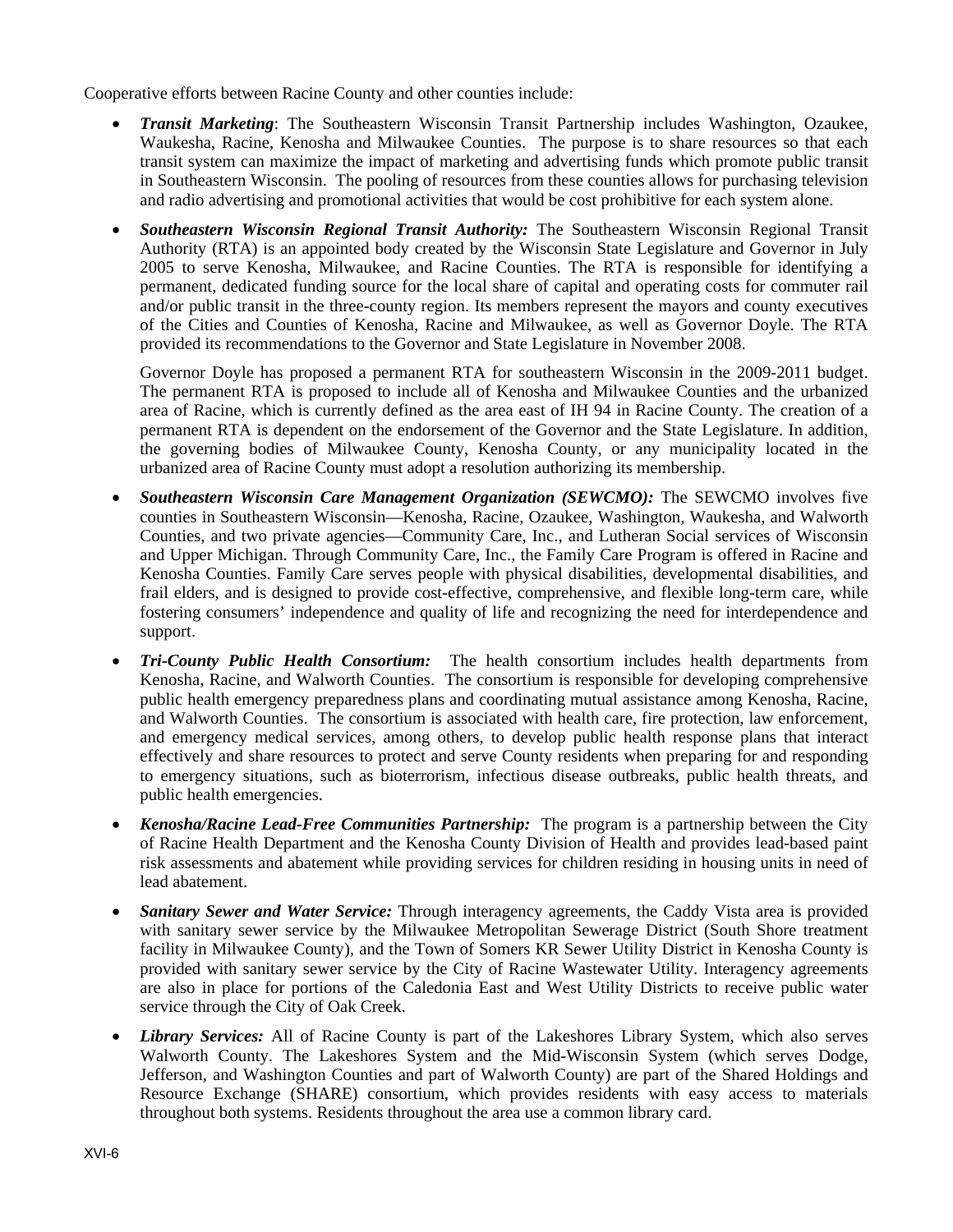Cooperative efforts between Racine County and other counties include:

- ***Transit Marketing***: The Southeastern Wisconsin Transit Partnership includes Washington, Ozaukee, Waukesha, Racine, Kenosha and Milwaukee Counties. The purpose is to share resources so that each transit system can maximize the impact of marketing and advertising funds which promote public transit in Southeastern Wisconsin. The pooling of resources from these counties allows for purchasing television and radio advertising and promotional activities that would be cost prohibitive for each system alone.

- ***Southeastern Wisconsin Regional Transit Authority:*** The Southeastern Wisconsin Regional Transit Authority (RTA) is an appointed body created by the Wisconsin State Legislature and Governor in July 2005 to serve Kenosha, Milwaukee, and Racine Counties. The RTA is responsible for identifying a permanent, dedicated funding source for the local share of capital and operating costs for commuter rail and/or public transit in the three-county region. Its members represent the mayors and county executives of the Cities and Counties of Kenosha, Racine and Milwaukee, as well as Governor Doyle. The RTA provided its recommendations to the Governor and State Legislature in November 2008.

  Governor Doyle has proposed a permanent RTA for southeastern Wisconsin in the 2009-2011 budget. The permanent RTA is proposed to include all of Kenosha and Milwaukee Counties and the urbanized area of Racine, which is currently defined as the area east of IH 94 in Racine County. The creation of a permanent RTA is dependent on the endorsement of the Governor and the State Legislature. In addition, the governing bodies of Milwaukee County, Kenosha County, or any municipality located in the urbanized area of Racine County must adopt a resolution authorizing its membership.

- ***Southeastern Wisconsin Care Management Organization (SEWCMO):*** The SEWCMO involves five counties in Southeastern Wisconsin—Kenosha, Racine, Ozaukee, Washington, Waukesha, and Walworth Counties, and two private agencies—Community Care, Inc., and Lutheran Social services of Wisconsin and Upper Michigan. Through Community Care, Inc., the Family Care Program is offered in Racine and Kenosha Counties. Family Care serves people with physical disabilities, developmental disabilities, and frail elders, and is designed to provide cost-effective, comprehensive, and flexible long-term care, while fostering consumers' independence and quality of life and recognizing the need for interdependence and support.

- ***Tri-County Public Health Consortium:*** The health consortium includes health departments from Kenosha, Racine, and Walworth Counties. The consortium is responsible for developing comprehensive public health emergency preparedness plans and coordinating mutual assistance among Kenosha, Racine, and Walworth Counties. The consortium is associated with health care, fire protection, law enforcement, and emergency medical services, among others, to develop public health response plans that interact effectively and share resources to protect and serve County residents when preparing for and responding to emergency situations, such as bioterrorism, infectious disease outbreaks, public health threats, and public health emergencies.

- ***Kenosha/Racine Lead-Free Communities Partnership:*** The program is a partnership between the City of Racine Health Department and the Kenosha County Division of Health and provides lead-based paint risk assessments and abatement while providing services for children residing in housing units in need of lead abatement.

- ***Sanitary Sewer and Water Service:*** Through interagency agreements, the Caddy Vista area is provided with sanitary sewer service by the Milwaukee Metropolitan Sewerage District (South Shore treatment facility in Milwaukee County), and the Town of Somers KR Sewer Utility District in Kenosha County is provided with sanitary sewer service by the City of Racine Wastewater Utility. Interagency agreements are also in place for portions of the Caledonia East and West Utility Districts to receive public water service through the City of Oak Creek.

- ***Library Services:*** All of Racine County is part of the Lakeshores Library System, which also serves Walworth County. The Lakeshores System and the Mid-Wisconsin System (which serves Dodge, Jefferson, and Washington Counties and part of Walworth County) are part of the Shared Holdings and Resource Exchange (SHARE) consortium, which provides residents with easy access to materials throughout both systems. Residents throughout the area use a common library card.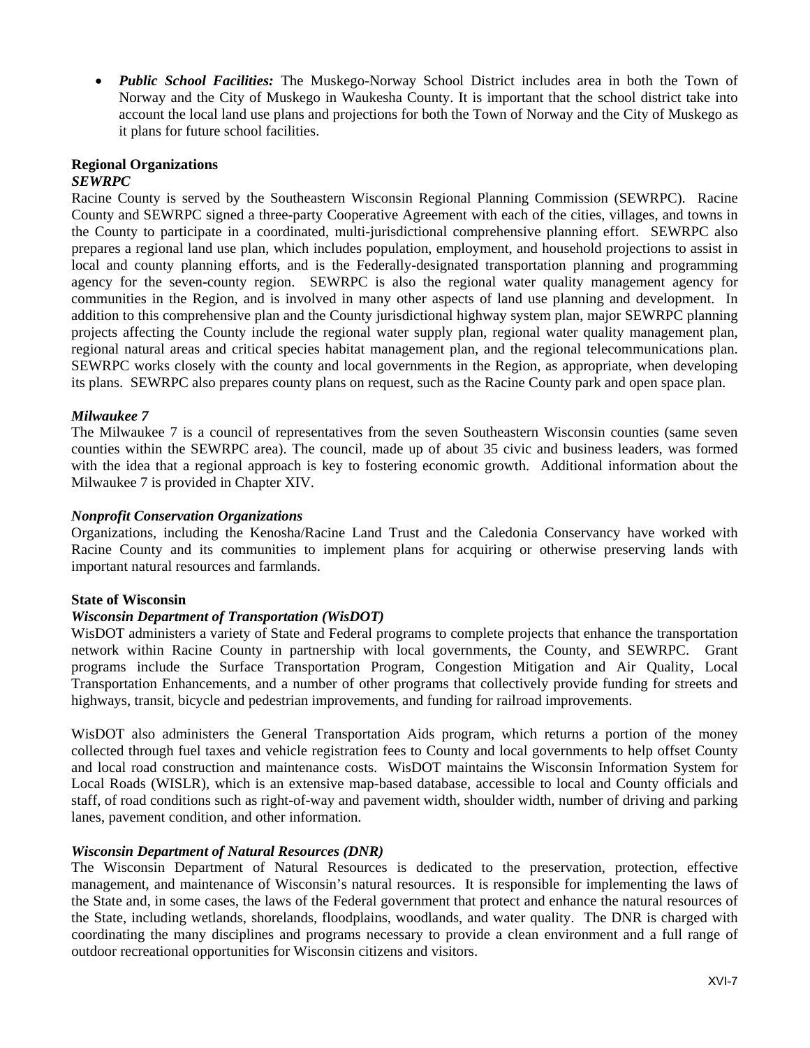- ***Public School Facilities:*** The Muskego-Norway School District includes area in both the Town of Norway and the City of Muskego in Waukesha County. It is important that the school district take into account the local land use plans and projections for both the Town of Norway and the City of Muskego as it plans for future school facilities.

**Regional Organizations**

***SEWRPC***

Racine County is served by the Southeastern Wisconsin Regional Planning Commission (SEWRPC). Racine County and SEWRPC signed a three-party Cooperative Agreement with each of the cities, villages, and towns in the County to participate in a coordinated, multi-jurisdictional comprehensive planning effort. SEWRPC also prepares a regional land use plan, which includes population, employment, and household projections to assist in local and county planning efforts, and is the Federally-designated transportation planning and programming agency for the seven-county region. SEWRPC is also the regional water quality management agency for communities in the Region, and is involved in many other aspects of land use planning and development. In addition to this comprehensive plan and the County jurisdictional highway system plan, major SEWRPC planning projects affecting the County include the regional water supply plan, regional water quality management plan, regional natural areas and critical species habitat management plan, and the regional telecommunications plan. SEWRPC works closely with the county and local governments in the Region, as appropriate, when developing its plans. SEWRPC also prepares county plans on request, such as the Racine County park and open space plan.

***Milwaukee 7***

The Milwaukee 7 is a council of representatives from the seven Southeastern Wisconsin counties (same seven counties within the SEWRPC area). The council, made up of about 35 civic and business leaders, was formed with the idea that a regional approach is key to fostering economic growth. Additional information about the Milwaukee 7 is provided in Chapter XIV.

***Nonprofit Conservation Organizations***

Organizations, including the Kenosha/Racine Land Trust and the Caledonia Conservancy have worked with Racine County and its communities to implement plans for acquiring or otherwise preserving lands with important natural resources and farmlands.

**State of Wisconsin**

***Wisconsin Department of Transportation (WisDOT)***

WisDOT administers a variety of State and Federal programs to complete projects that enhance the transportation network within Racine County in partnership with local governments, the County, and SEWRPC. Grant programs include the Surface Transportation Program, Congestion Mitigation and Air Quality, Local Transportation Enhancements, and a number of other programs that collectively provide funding for streets and highways, transit, bicycle and pedestrian improvements, and funding for railroad improvements.

WisDOT also administers the General Transportation Aids program, which returns a portion of the money collected through fuel taxes and vehicle registration fees to County and local governments to help offset County and local road construction and maintenance costs. WisDOT maintains the Wisconsin Information System for Local Roads (WISLR), which is an extensive map-based database, accessible to local and County officials and staff, of road conditions such as right-of-way and pavement width, shoulder width, number of driving and parking lanes, pavement condition, and other information.

***Wisconsin Department of Natural Resources (DNR)***

The Wisconsin Department of Natural Resources is dedicated to the preservation, protection, effective management, and maintenance of Wisconsin's natural resources. It is responsible for implementing the laws of the State and, in some cases, the laws of the Federal government that protect and enhance the natural resources of the State, including wetlands, shorelands, floodplains, woodlands, and water quality. The DNR is charged with coordinating the many disciplines and programs necessary to provide a clean environment and a full range of outdoor recreational opportunities for Wisconsin citizens and visitors.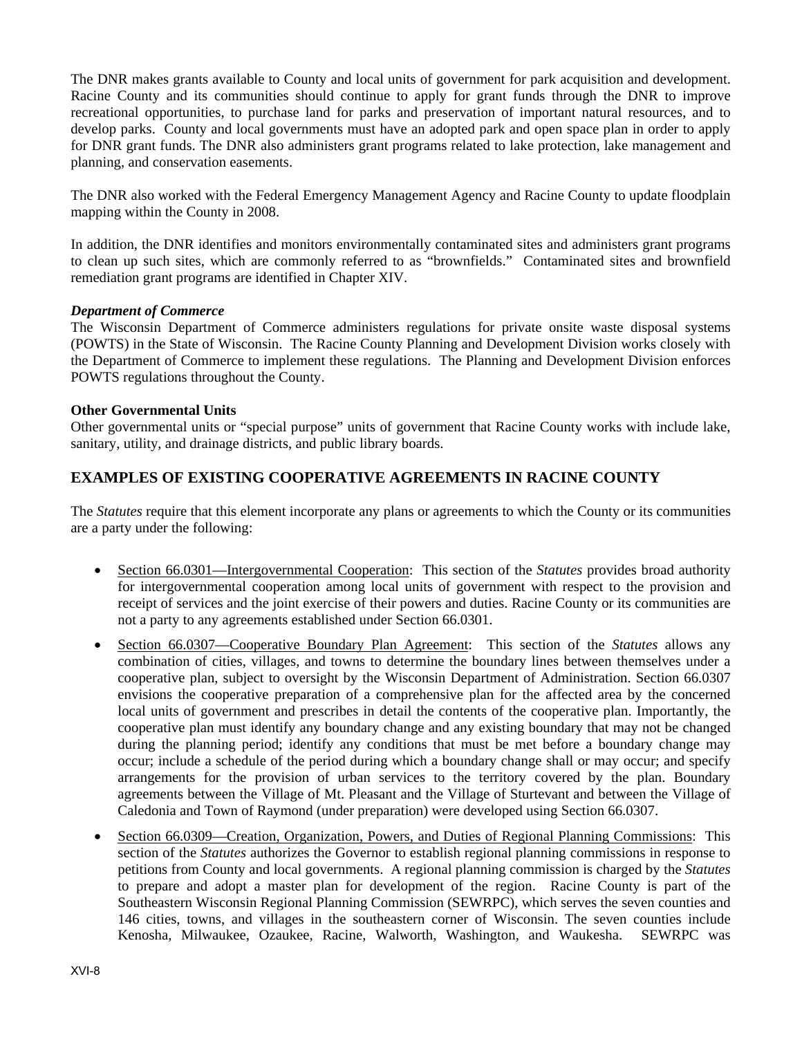The DNR makes grants available to County and local units of government for park acquisition and development. Racine County and its communities should continue to apply for grant funds through the DNR to improve recreational opportunities, to purchase land for parks and preservation of important natural resources, and to develop parks. County and local governments must have an adopted park and open space plan in order to apply for DNR grant funds. The DNR also administers grant programs related to lake protection, lake management and planning, and conservation easements.

The DNR also worked with the Federal Emergency Management Agency and Racine County to update floodplain mapping within the County in 2008.

In addition, the DNR identifies and monitors environmentally contaminated sites and administers grant programs to clean up such sites, which are commonly referred to as "brownfields." Contaminated sites and brownfield remediation grant programs are identified in Chapter XIV.

***Department of Commerce***

The Wisconsin Department of Commerce administers regulations for private onsite waste disposal systems (POWTS) in the State of Wisconsin. The Racine County Planning and Development Division works closely with the Department of Commerce to implement these regulations. The Planning and Development Division enforces POWTS regulations throughout the County.

**Other Governmental Units**

Other governmental units or "special purpose" units of government that Racine County works with include lake, sanitary, utility, and drainage districts, and public library boards.

## EXAMPLES OF EXISTING COOPERATIVE AGREEMENTS IN RACINE COUNTY

The *Statutes* require that this element incorporate any plans or agreements to which the County or its communities are a party under the following:

- Section 66.0301—Intergovernmental Cooperation: This section of the *Statutes* provides broad authority for intergovernmental cooperation among local units of government with respect to the provision and receipt of services and the joint exercise of their powers and duties. Racine County or its communities are not a party to any agreements established under Section 66.0301.
- Section 66.0307—Cooperative Boundary Plan Agreement: This section of the *Statutes* allows any combination of cities, villages, and towns to determine the boundary lines between themselves under a cooperative plan, subject to oversight by the Wisconsin Department of Administration. Section 66.0307 envisions the cooperative preparation of a comprehensive plan for the affected area by the concerned local units of government and prescribes in detail the contents of the cooperative plan. Importantly, the cooperative plan must identify any boundary change and any existing boundary that may not be changed during the planning period; identify any conditions that must be met before a boundary change may occur; include a schedule of the period during which a boundary change shall or may occur; and specify arrangements for the provision of urban services to the territory covered by the plan. Boundary agreements between the Village of Mt. Pleasant and the Village of Sturtevant and between the Village of Caledonia and Town of Raymond (under preparation) were developed using Section 66.0307.
- Section 66.0309—Creation, Organization, Powers, and Duties of Regional Planning Commissions: This section of the *Statutes* authorizes the Governor to establish regional planning commissions in response to petitions from County and local governments. A regional planning commission is charged by the *Statutes* to prepare and adopt a master plan for development of the region. Racine County is part of the Southeastern Wisconsin Regional Planning Commission (SEWRPC), which serves the seven counties and 146 cities, towns, and villages in the southeastern corner of Wisconsin. The seven counties include Kenosha, Milwaukee, Ozaukee, Racine, Walworth, Washington, and Waukesha. SEWRPC was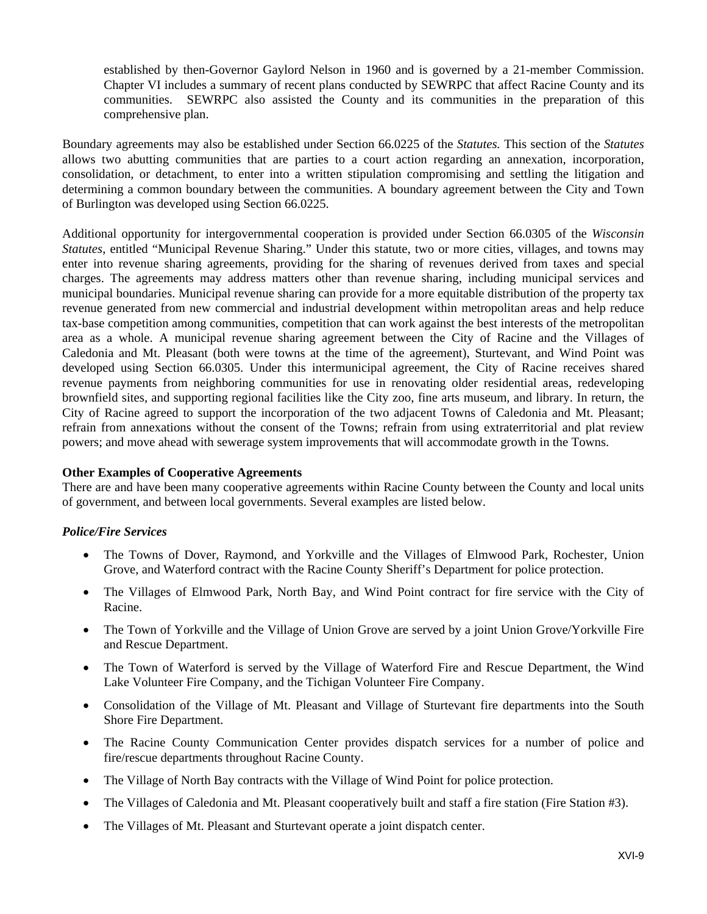established by then-Governor Gaylord Nelson in 1960 and is governed by a 21-member Commission. Chapter VI includes a summary of recent plans conducted by SEWRPC that affect Racine County and its communities. SEWRPC also assisted the County and its communities in the preparation of this comprehensive plan.

Boundary agreements may also be established under Section 66.0225 of the *Statutes.* This section of the *Statutes* allows two abutting communities that are parties to a court action regarding an annexation, incorporation, consolidation, or detachment, to enter into a written stipulation compromising and settling the litigation and determining a common boundary between the communities. A boundary agreement between the City and Town of Burlington was developed using Section 66.0225.

Additional opportunity for intergovernmental cooperation is provided under Section 66.0305 of the *Wisconsin Statutes*, entitled "Municipal Revenue Sharing." Under this statute, two or more cities, villages, and towns may enter into revenue sharing agreements, providing for the sharing of revenues derived from taxes and special charges. The agreements may address matters other than revenue sharing, including municipal services and municipal boundaries. Municipal revenue sharing can provide for a more equitable distribution of the property tax revenue generated from new commercial and industrial development within metropolitan areas and help reduce tax-base competition among communities, competition that can work against the best interests of the metropolitan area as a whole. A municipal revenue sharing agreement between the City of Racine and the Villages of Caledonia and Mt. Pleasant (both were towns at the time of the agreement), Sturtevant, and Wind Point was developed using Section 66.0305. Under this intermunicipal agreement, the City of Racine receives shared revenue payments from neighboring communities for use in renovating older residential areas, redeveloping brownfield sites, and supporting regional facilities like the City zoo, fine arts museum, and library. In return, the City of Racine agreed to support the incorporation of the two adjacent Towns of Caledonia and Mt. Pleasant; refrain from annexations without the consent of the Towns; refrain from using extraterritorial and plat review powers; and move ahead with sewerage system improvements that will accommodate growth in the Towns.

**Other Examples of Cooperative Agreements**

There are and have been many cooperative agreements within Racine County between the County and local units of government, and between local governments. Several examples are listed below.

***Police/Fire Services***

- The Towns of Dover, Raymond, and Yorkville and the Villages of Elmwood Park, Rochester, Union Grove, and Waterford contract with the Racine County Sheriff's Department for police protection.
- The Villages of Elmwood Park, North Bay, and Wind Point contract for fire service with the City of Racine.
- The Town of Yorkville and the Village of Union Grove are served by a joint Union Grove/Yorkville Fire and Rescue Department.
- The Town of Waterford is served by the Village of Waterford Fire and Rescue Department, the Wind Lake Volunteer Fire Company, and the Tichigan Volunteer Fire Company.
- Consolidation of the Village of Mt. Pleasant and Village of Sturtevant fire departments into the South Shore Fire Department.
- The Racine County Communication Center provides dispatch services for a number of police and fire/rescue departments throughout Racine County.
- The Village of North Bay contracts with the Village of Wind Point for police protection.
- The Villages of Caledonia and Mt. Pleasant cooperatively built and staff a fire station (Fire Station #3).
- The Villages of Mt. Pleasant and Sturtevant operate a joint dispatch center.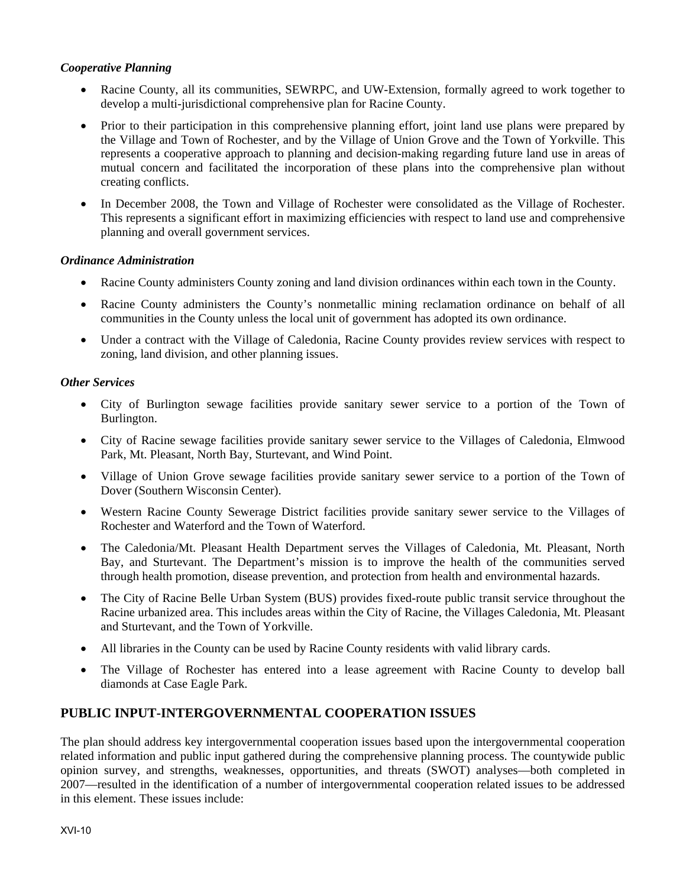*Cooperative Planning*

- Racine County, all its communities, SEWRPC, and UW-Extension, formally agreed to work together to develop a multi-jurisdictional comprehensive plan for Racine County.
- Prior to their participation in this comprehensive planning effort, joint land use plans were prepared by the Village and Town of Rochester, and by the Village of Union Grove and the Town of Yorkville. This represents a cooperative approach to planning and decision-making regarding future land use in areas of mutual concern and facilitated the incorporation of these plans into the comprehensive plan without creating conflicts.
- In December 2008, the Town and Village of Rochester were consolidated as the Village of Rochester. This represents a significant effort in maximizing efficiencies with respect to land use and comprehensive planning and overall government services.

*Ordinance Administration*

- Racine County administers County zoning and land division ordinances within each town in the County.
- Racine County administers the County's nonmetallic mining reclamation ordinance on behalf of all communities in the County unless the local unit of government has adopted its own ordinance.
- Under a contract with the Village of Caledonia, Racine County provides review services with respect to zoning, land division, and other planning issues.

*Other Services*

- City of Burlington sewage facilities provide sanitary sewer service to a portion of the Town of Burlington.
- City of Racine sewage facilities provide sanitary sewer service to the Villages of Caledonia, Elmwood Park, Mt. Pleasant, North Bay, Sturtevant, and Wind Point.
- Village of Union Grove sewage facilities provide sanitary sewer service to a portion of the Town of Dover (Southern Wisconsin Center).
- Western Racine County Sewerage District facilities provide sanitary sewer service to the Villages of Rochester and Waterford and the Town of Waterford.
- The Caledonia/Mt. Pleasant Health Department serves the Villages of Caledonia, Mt. Pleasant, North Bay, and Sturtevant. The Department's mission is to improve the health of the communities served through health promotion, disease prevention, and protection from health and environmental hazards.
- The City of Racine Belle Urban System (BUS) provides fixed-route public transit service throughout the Racine urbanized area. This includes areas within the City of Racine, the Villages Caledonia, Mt. Pleasant and Sturtevant, and the Town of Yorkville.
- All libraries in the County can be used by Racine County residents with valid library cards.
- The Village of Rochester has entered into a lease agreement with Racine County to develop ball diamonds at Case Eagle Park.

## PUBLIC INPUT-INTERGOVERNMENTAL COOPERATION ISSUES

The plan should address key intergovernmental cooperation issues based upon the intergovernmental cooperation related information and public input gathered during the comprehensive planning process. The countywide public opinion survey, and strengths, weaknesses, opportunities, and threats (SWOT) analyses—both completed in 2007—resulted in the identification of a number of intergovernmental cooperation related issues to be addressed in this element. These issues include: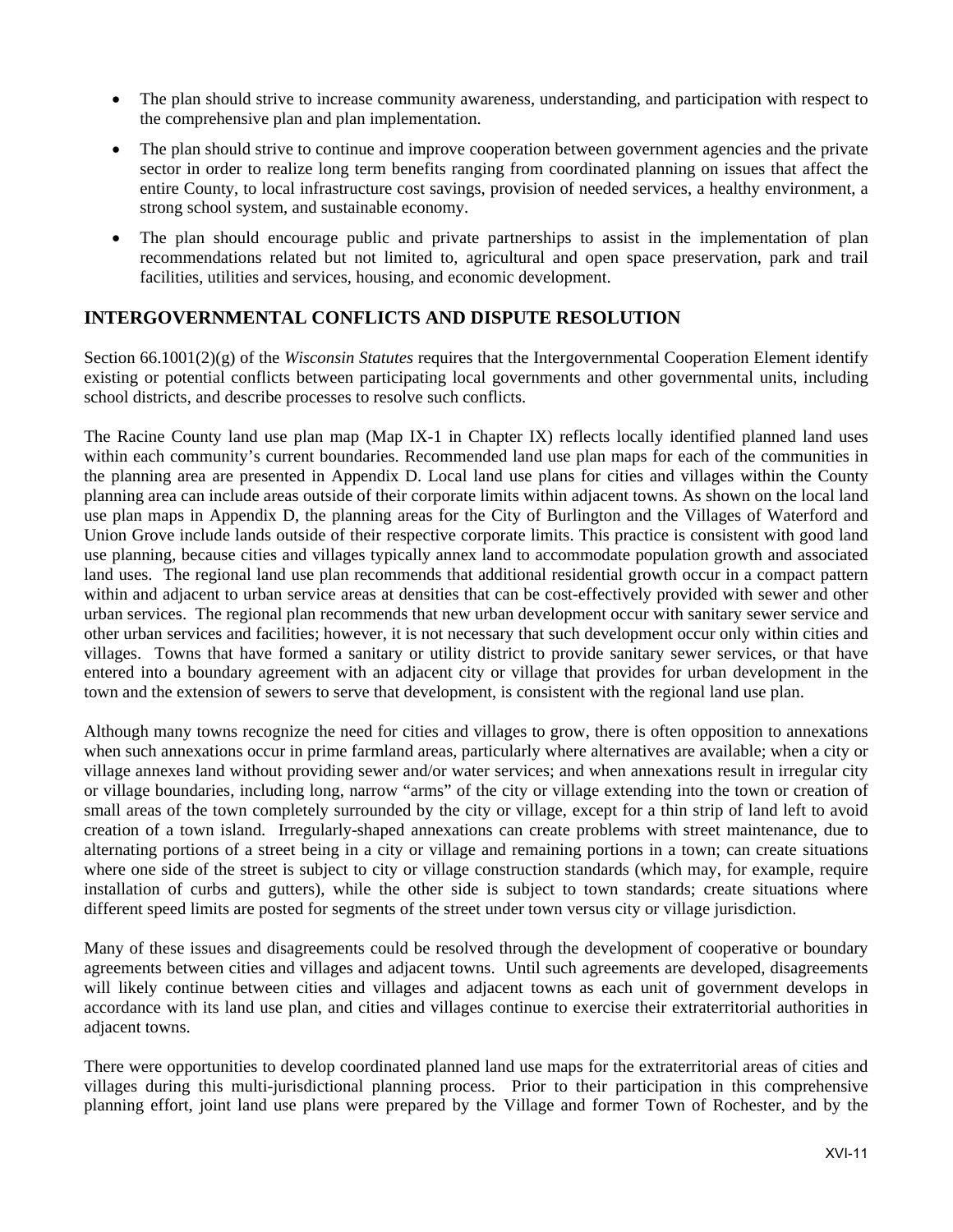- The plan should strive to increase community awareness, understanding, and participation with respect to the comprehensive plan and plan implementation.
- The plan should strive to continue and improve cooperation between government agencies and the private sector in order to realize long term benefits ranging from coordinated planning on issues that affect the entire County, to local infrastructure cost savings, provision of needed services, a healthy environment, a strong school system, and sustainable economy.
- The plan should encourage public and private partnerships to assist in the implementation of plan recommendations related but not limited to, agricultural and open space preservation, park and trail facilities, utilities and services, housing, and economic development.

## INTERGOVERNMENTAL CONFLICTS AND DISPUTE RESOLUTION

Section 66.1001(2)(g) of the *Wisconsin Statutes* requires that the Intergovernmental Cooperation Element identify existing or potential conflicts between participating local governments and other governmental units, including school districts, and describe processes to resolve such conflicts.

The Racine County land use plan map (Map IX-1 in Chapter IX) reflects locally identified planned land uses within each community's current boundaries. Recommended land use plan maps for each of the communities in the planning area are presented in Appendix D. Local land use plans for cities and villages within the County planning area can include areas outside of their corporate limits within adjacent towns. As shown on the local land use plan maps in Appendix D, the planning areas for the City of Burlington and the Villages of Waterford and Union Grove include lands outside of their respective corporate limits. This practice is consistent with good land use planning, because cities and villages typically annex land to accommodate population growth and associated land uses. The regional land use plan recommends that additional residential growth occur in a compact pattern within and adjacent to urban service areas at densities that can be cost-effectively provided with sewer and other urban services. The regional plan recommends that new urban development occur with sanitary sewer service and other urban services and facilities; however, it is not necessary that such development occur only within cities and villages. Towns that have formed a sanitary or utility district to provide sanitary sewer services, or that have entered into a boundary agreement with an adjacent city or village that provides for urban development in the town and the extension of sewers to serve that development, is consistent with the regional land use plan.

Although many towns recognize the need for cities and villages to grow, there is often opposition to annexations when such annexations occur in prime farmland areas, particularly where alternatives are available; when a city or village annexes land without providing sewer and/or water services; and when annexations result in irregular city or village boundaries, including long, narrow "arms" of the city or village extending into the town or creation of small areas of the town completely surrounded by the city or village, except for a thin strip of land left to avoid creation of a town island. Irregularly-shaped annexations can create problems with street maintenance, due to alternating portions of a street being in a city or village and remaining portions in a town; can create situations where one side of the street is subject to city or village construction standards (which may, for example, require installation of curbs and gutters), while the other side is subject to town standards; create situations where different speed limits are posted for segments of the street under town versus city or village jurisdiction.

Many of these issues and disagreements could be resolved through the development of cooperative or boundary agreements between cities and villages and adjacent towns. Until such agreements are developed, disagreements will likely continue between cities and villages and adjacent towns as each unit of government develops in accordance with its land use plan, and cities and villages continue to exercise their extraterritorial authorities in adjacent towns.

There were opportunities to develop coordinated planned land use maps for the extraterritorial areas of cities and villages during this multi-jurisdictional planning process. Prior to their participation in this comprehensive planning effort, joint land use plans were prepared by the Village and former Town of Rochester, and by the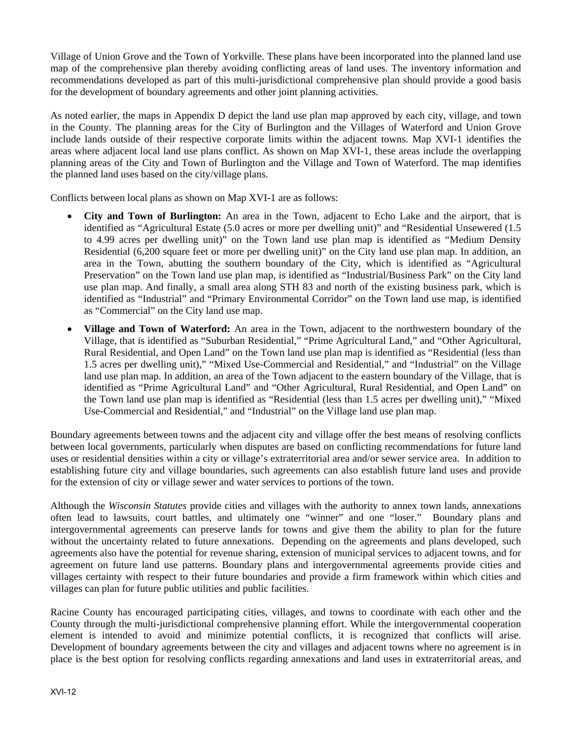Village of Union Grove and the Town of Yorkville. These plans have been incorporated into the planned land use map of the comprehensive plan thereby avoiding conflicting areas of land uses. The inventory information and recommendations developed as part of this multi-jurisdictional comprehensive plan should provide a good basis for the development of boundary agreements and other joint planning activities.

As noted earlier, the maps in Appendix D depict the land use plan map approved by each city, village, and town in the County. The planning areas for the City of Burlington and the Villages of Waterford and Union Grove include lands outside of their respective corporate limits within the adjacent towns. Map XVI-1 identifies the areas where adjacent local land use plans conflict. As shown on Map XVI-1, these areas include the overlapping planning areas of the City and Town of Burlington and the Village and Town of Waterford. The map identifies the planned land uses based on the city/village plans.

Conflicts between local plans as shown on Map XVI-1 are as follows:

- **City and Town of Burlington:** An area in the Town, adjacent to Echo Lake and the airport, that is identified as "Agricultural Estate (5.0 acres or more per dwelling unit)" and "Residential Unsewered (1.5 to 4.99 acres per dwelling unit)" on the Town land use plan map is identified as "Medium Density Residential (6,200 square feet or more per dwelling unit)" on the City land use plan map. In addition, an area in the Town, abutting the southern boundary of the City, which is identified as "Agricultural Preservation" on the Town land use plan map, is identified as "Industrial/Business Park" on the City land use plan map. And finally, a small area along STH 83 and north of the existing business park, which is identified as "Industrial" and "Primary Environmental Corridor" on the Town land use map, is identified as "Commercial" on the City land use map.
- **Village and Town of Waterford:** An area in the Town, adjacent to the northwestern boundary of the Village, that is identified as "Suburban Residential," "Prime Agricultural Land," and "Other Agricultural, Rural Residential, and Open Land" on the Town land use plan map is identified as "Residential (less than 1.5 acres per dwelling unit)," "Mixed Use-Commercial and Residential," and "Industrial" on the Village land use plan map. In addition, an area of the Town adjacent to the eastern boundary of the Village, that is identified as "Prime Agricultural Land" and "Other Agricultural, Rural Residential, and Open Land" on the Town land use plan map is identified as "Residential (less than 1.5 acres per dwelling unit)," "Mixed Use-Commercial and Residential," and "Industrial" on the Village land use plan map.

Boundary agreements between towns and the adjacent city and village offer the best means of resolving conflicts between local governments, particularly when disputes are based on conflicting recommendations for future land uses or residential densities within a city or village's extraterritorial area and/or sewer service area. In addition to establishing future city and village boundaries, such agreements can also establish future land uses and provide for the extension of city or village sewer and water services to portions of the town.

Although the *Wisconsin Statutes* provide cities and villages with the authority to annex town lands, annexations often lead to lawsuits, court battles, and ultimately one "winner" and one "loser." Boundary plans and intergovernmental agreements can preserve lands for towns and give them the ability to plan for the future without the uncertainty related to future annexations. Depending on the agreements and plans developed, such agreements also have the potential for revenue sharing, extension of municipal services to adjacent towns, and for agreement on future land use patterns. Boundary plans and intergovernmental agreements provide cities and villages certainty with respect to their future boundaries and provide a firm framework within which cities and villages can plan for future public utilities and public facilities.

Racine County has encouraged participating cities, villages, and towns to coordinate with each other and the County through the multi-jurisdictional comprehensive planning effort. While the intergovernmental cooperation element is intended to avoid and minimize potential conflicts, it is recognized that conflicts will arise. Development of boundary agreements between the city and villages and adjacent towns where no agreement is in place is the best option for resolving conflicts regarding annexations and land uses in extraterritorial areas, and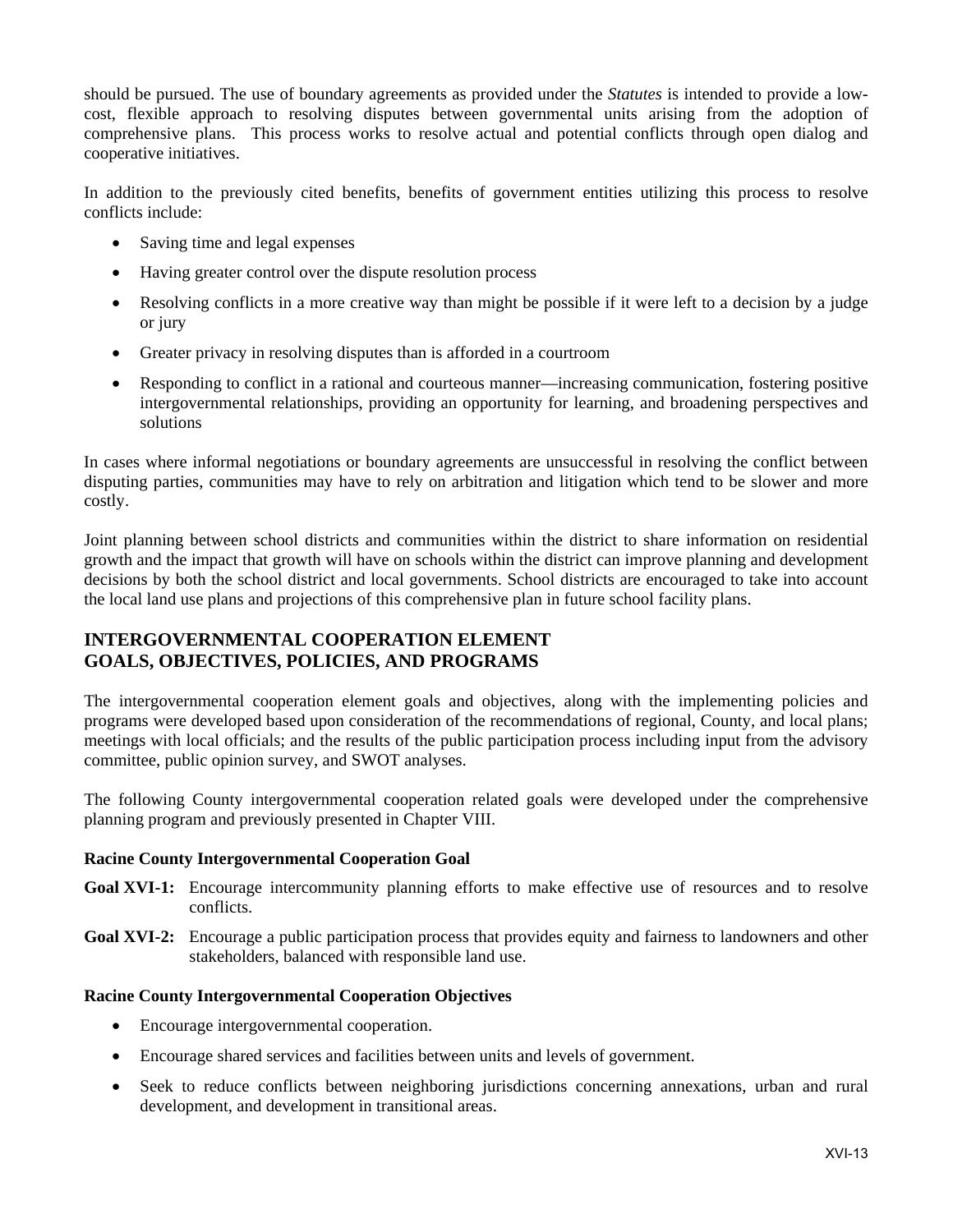should be pursued. The use of boundary agreements as provided under the *Statutes* is intended to provide a low-cost, flexible approach to resolving disputes between governmental units arising from the adoption of comprehensive plans. This process works to resolve actual and potential conflicts through open dialog and cooperative initiatives.

In addition to the previously cited benefits, benefits of government entities utilizing this process to resolve conflicts include:

- Saving time and legal expenses
- Having greater control over the dispute resolution process
- Resolving conflicts in a more creative way than might be possible if it were left to a decision by a judge or jury
- Greater privacy in resolving disputes than is afforded in a courtroom
- Responding to conflict in a rational and courteous manner—increasing communication, fostering positive intergovernmental relationships, providing an opportunity for learning, and broadening perspectives and solutions

In cases where informal negotiations or boundary agreements are unsuccessful in resolving the conflict between disputing parties, communities may have to rely on arbitration and litigation which tend to be slower and more costly.

Joint planning between school districts and communities within the district to share information on residential growth and the impact that growth will have on schools within the district can improve planning and development decisions by both the school district and local governments. School districts are encouraged to take into account the local land use plans and projections of this comprehensive plan in future school facility plans.

## INTERGOVERNMENTAL COOPERATION ELEMENT GOALS, OBJECTIVES, POLICIES, AND PROGRAMS

The intergovernmental cooperation element goals and objectives, along with the implementing policies and programs were developed based upon consideration of the recommendations of regional, County, and local plans; meetings with local officials; and the results of the public participation process including input from the advisory committee, public opinion survey, and SWOT analyses.

The following County intergovernmental cooperation related goals were developed under the comprehensive planning program and previously presented in Chapter VIII.

### Racine County Intergovernmental Cooperation Goal

**Goal XVI-1:** Encourage intercommunity planning efforts to make effective use of resources and to resolve conflicts.

**Goal XVI-2:** Encourage a public participation process that provides equity and fairness to landowners and other stakeholders, balanced with responsible land use.

### Racine County Intergovernmental Cooperation Objectives

- Encourage intergovernmental cooperation.
- Encourage shared services and facilities between units and levels of government.
- Seek to reduce conflicts between neighboring jurisdictions concerning annexations, urban and rural development, and development in transitional areas.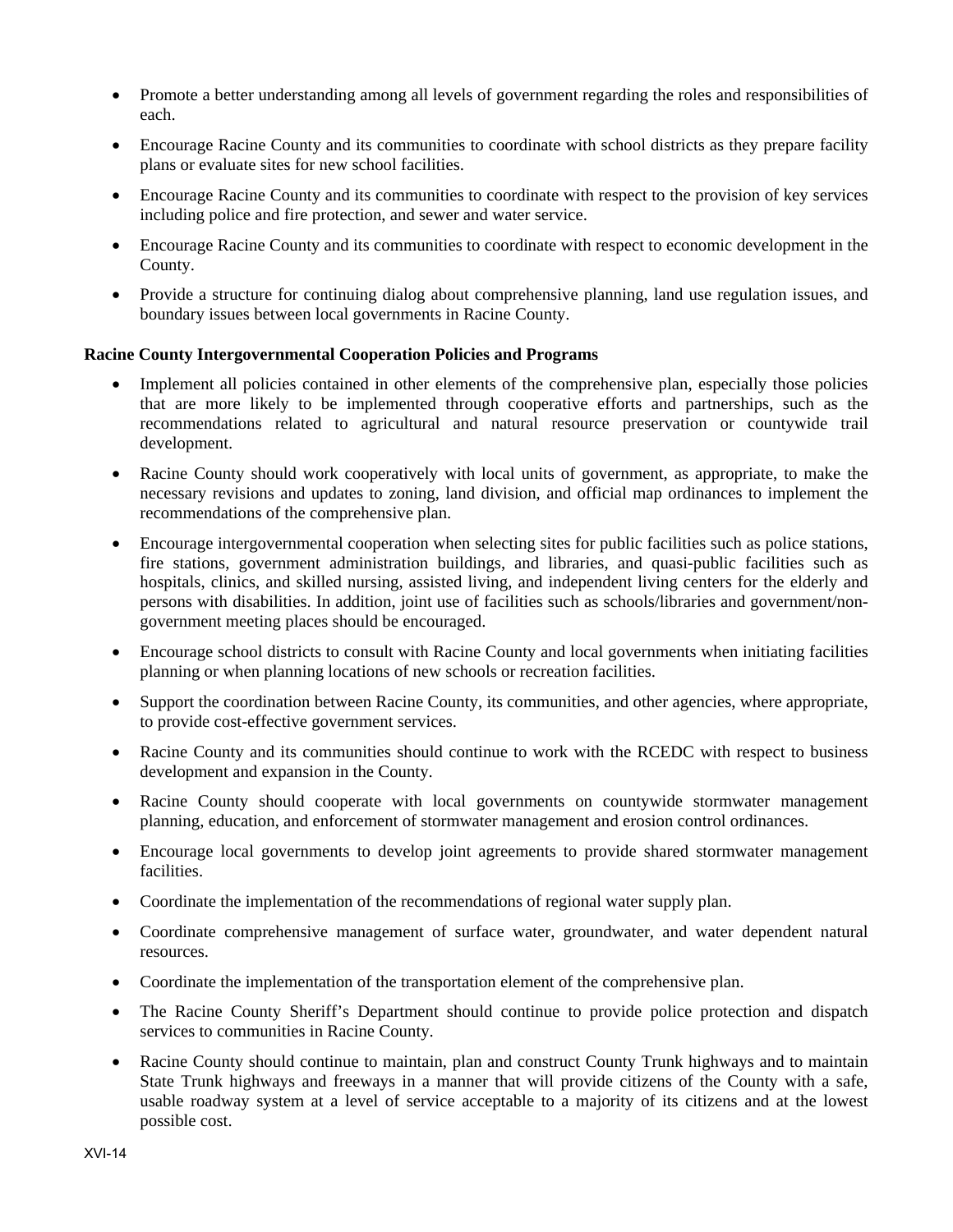- Promote a better understanding among all levels of government regarding the roles and responsibilities of each.
- Encourage Racine County and its communities to coordinate with school districts as they prepare facility plans or evaluate sites for new school facilities.
- Encourage Racine County and its communities to coordinate with respect to the provision of key services including police and fire protection, and sewer and water service.
- Encourage Racine County and its communities to coordinate with respect to economic development in the County.
- Provide a structure for continuing dialog about comprehensive planning, land use regulation issues, and boundary issues between local governments in Racine County.

**Racine County Intergovernmental Cooperation Policies and Programs**

- Implement all policies contained in other elements of the comprehensive plan, especially those policies that are more likely to be implemented through cooperative efforts and partnerships, such as the recommendations related to agricultural and natural resource preservation or countywide trail development.
- Racine County should work cooperatively with local units of government, as appropriate, to make the necessary revisions and updates to zoning, land division, and official map ordinances to implement the recommendations of the comprehensive plan.
- Encourage intergovernmental cooperation when selecting sites for public facilities such as police stations, fire stations, government administration buildings, and libraries, and quasi-public facilities such as hospitals, clinics, and skilled nursing, assisted living, and independent living centers for the elderly and persons with disabilities. In addition, joint use of facilities such as schools/libraries and government/non-government meeting places should be encouraged.
- Encourage school districts to consult with Racine County and local governments when initiating facilities planning or when planning locations of new schools or recreation facilities.
- Support the coordination between Racine County, its communities, and other agencies, where appropriate, to provide cost-effective government services.
- Racine County and its communities should continue to work with the RCEDC with respect to business development and expansion in the County.
- Racine County should cooperate with local governments on countywide stormwater management planning, education, and enforcement of stormwater management and erosion control ordinances.
- Encourage local governments to develop joint agreements to provide shared stormwater management facilities.
- Coordinate the implementation of the recommendations of regional water supply plan.
- Coordinate comprehensive management of surface water, groundwater, and water dependent natural resources.
- Coordinate the implementation of the transportation element of the comprehensive plan.
- The Racine County Sheriff's Department should continue to provide police protection and dispatch services to communities in Racine County.
- Racine County should continue to maintain, plan and construct County Trunk highways and to maintain State Trunk highways and freeways in a manner that will provide citizens of the County with a safe, usable roadway system at a level of service acceptable to a majority of its citizens and at the lowest possible cost.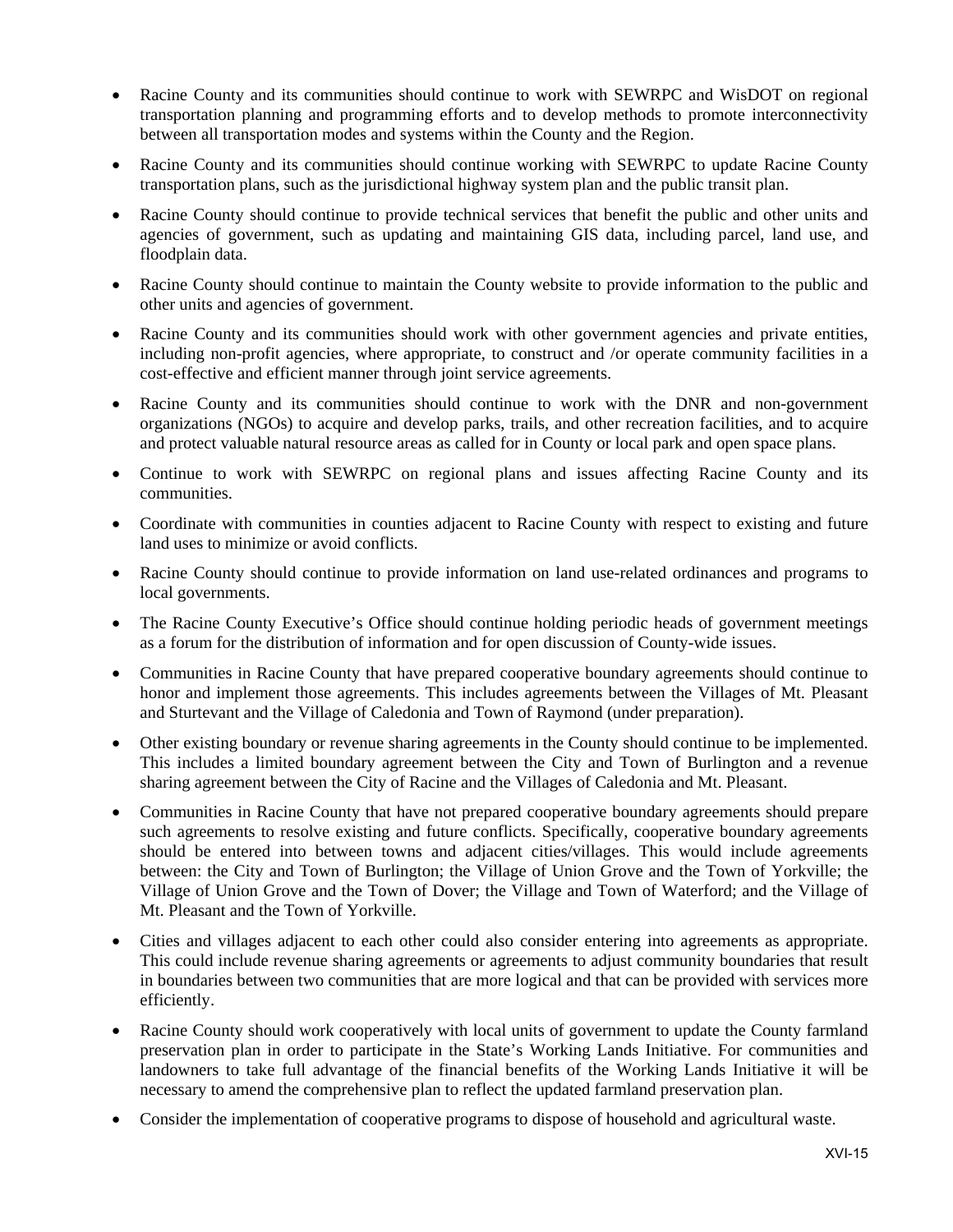- Racine County and its communities should continue to work with SEWRPC and WisDOT on regional transportation planning and programming efforts and to develop methods to promote interconnectivity between all transportation modes and systems within the County and the Region.
- Racine County and its communities should continue working with SEWRPC to update Racine County transportation plans, such as the jurisdictional highway system plan and the public transit plan.
- Racine County should continue to provide technical services that benefit the public and other units and agencies of government, such as updating and maintaining GIS data, including parcel, land use, and floodplain data.
- Racine County should continue to maintain the County website to provide information to the public and other units and agencies of government.
- Racine County and its communities should work with other government agencies and private entities, including non-profit agencies, where appropriate, to construct and /or operate community facilities in a cost-effective and efficient manner through joint service agreements.
- Racine County and its communities should continue to work with the DNR and non-government organizations (NGOs) to acquire and develop parks, trails, and other recreation facilities, and to acquire and protect valuable natural resource areas as called for in County or local park and open space plans.
- Continue to work with SEWRPC on regional plans and issues affecting Racine County and its communities.
- Coordinate with communities in counties adjacent to Racine County with respect to existing and future land uses to minimize or avoid conflicts.
- Racine County should continue to provide information on land use-related ordinances and programs to local governments.
- The Racine County Executive's Office should continue holding periodic heads of government meetings as a forum for the distribution of information and for open discussion of County-wide issues.
- Communities in Racine County that have prepared cooperative boundary agreements should continue to honor and implement those agreements. This includes agreements between the Villages of Mt. Pleasant and Sturtevant and the Village of Caledonia and Town of Raymond (under preparation).
- Other existing boundary or revenue sharing agreements in the County should continue to be implemented. This includes a limited boundary agreement between the City and Town of Burlington and a revenue sharing agreement between the City of Racine and the Villages of Caledonia and Mt. Pleasant.
- Communities in Racine County that have not prepared cooperative boundary agreements should prepare such agreements to resolve existing and future conflicts. Specifically, cooperative boundary agreements should be entered into between towns and adjacent cities/villages. This would include agreements between: the City and Town of Burlington; the Village of Union Grove and the Town of Yorkville; the Village of Union Grove and the Town of Dover; the Village and Town of Waterford; and the Village of Mt. Pleasant and the Town of Yorkville.
- Cities and villages adjacent to each other could also consider entering into agreements as appropriate. This could include revenue sharing agreements or agreements to adjust community boundaries that result in boundaries between two communities that are more logical and that can be provided with services more efficiently.
- Racine County should work cooperatively with local units of government to update the County farmland preservation plan in order to participate in the State's Working Lands Initiative. For communities and landowners to take full advantage of the financial benefits of the Working Lands Initiative it will be necessary to amend the comprehensive plan to reflect the updated farmland preservation plan.
- Consider the implementation of cooperative programs to dispose of household and agricultural waste.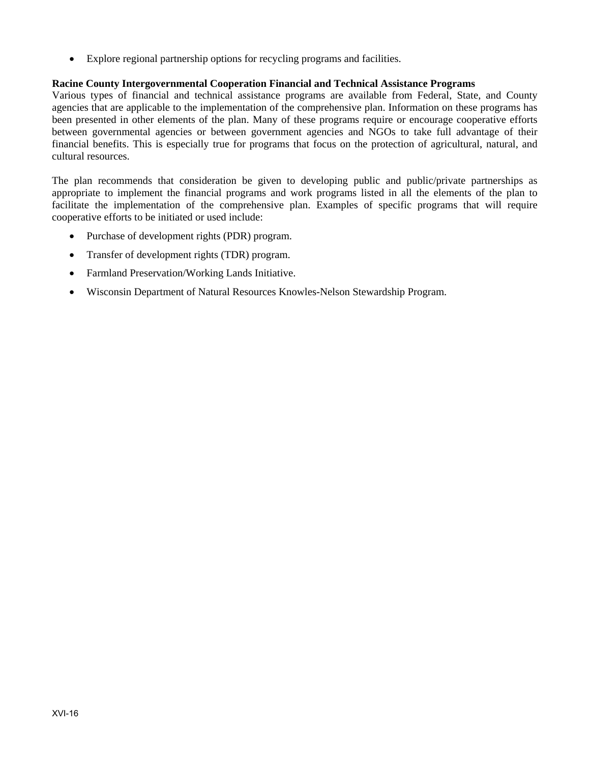- Explore regional partnership options for recycling programs and facilities.

**Racine County Intergovernmental Cooperation Financial and Technical Assistance Programs**

Various types of financial and technical assistance programs are available from Federal, State, and County agencies that are applicable to the implementation of the comprehensive plan. Information on these programs has been presented in other elements of the plan. Many of these programs require or encourage cooperative efforts between governmental agencies or between government agencies and NGOs to take full advantage of their financial benefits. This is especially true for programs that focus on the protection of agricultural, natural, and cultural resources.

The plan recommends that consideration be given to developing public and public/private partnerships as appropriate to implement the financial programs and work programs listed in all the elements of the plan to facilitate the implementation of the comprehensive plan. Examples of specific programs that will require cooperative efforts to be initiated or used include:

- Purchase of development rights (PDR) program.
- Transfer of development rights (TDR) program.
- Farmland Preservation/Working Lands Initiative.
- Wisconsin Department of Natural Resources Knowles-Nelson Stewardship Program.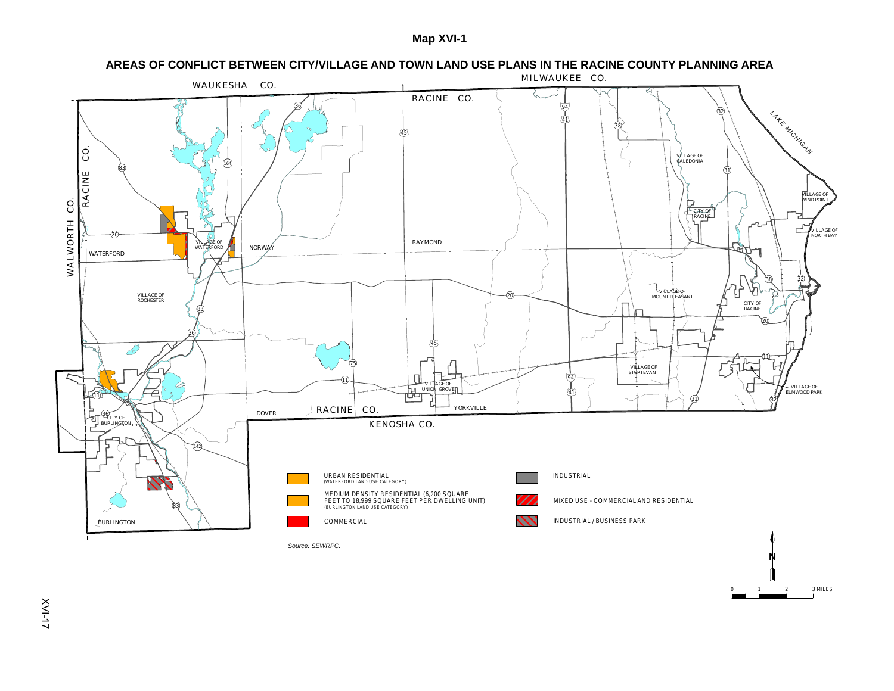**Map XVI-1**

**AREAS OF CONFLICT BETWEEN CITY/VILLAGE AND TOWN LAND USE PLANS IN THE RACINE COUNTY PLANNING AREA**

WAUKESHA CO.
MILWAUKEE CO.
RACINE CO.
WALWORTH CO.
RACINE CO.
KENOSHA CO.
LAKE MICHIGAN

VILLAGE OF CALEDONIA
CITY OF RACINE
VILLAGE OF WIND POINT
VILLAGE OF NORTH BAY
VILLAGE OF WATERFORD
NORWAY
RAYMOND
WATERFORD
VILLAGE OF ROCHESTER
VILLAGE OF MOUNT PLEASANT
CITY OF RACINE
VILLAGE OF STURTEVANT
VILLAGE OF UNION GROVE
VILLAGE OF ELMWOOD PARK
DOVER
YORKVILLE
CITY OF BURLINGTON
BURLINGTON

URBAN RESIDENTIAL (WATERFORD LAND USE CATEGORY)

MEDIUM DENSITY RESIDENTIAL (6,200 SQUARE FEET TO 18,999 SQUARE FEET PER DWELLING UNIT) (BURLINGTON LAND USE CATEGORY)

COMMERCIAL

INDUSTRIAL

MIXED USE - COMMERCIAL AND RESIDENTIAL

INDUSTRIAL / BUSINESS PARK

*Source: SEWRPC.*

0 1 2 3 MILES